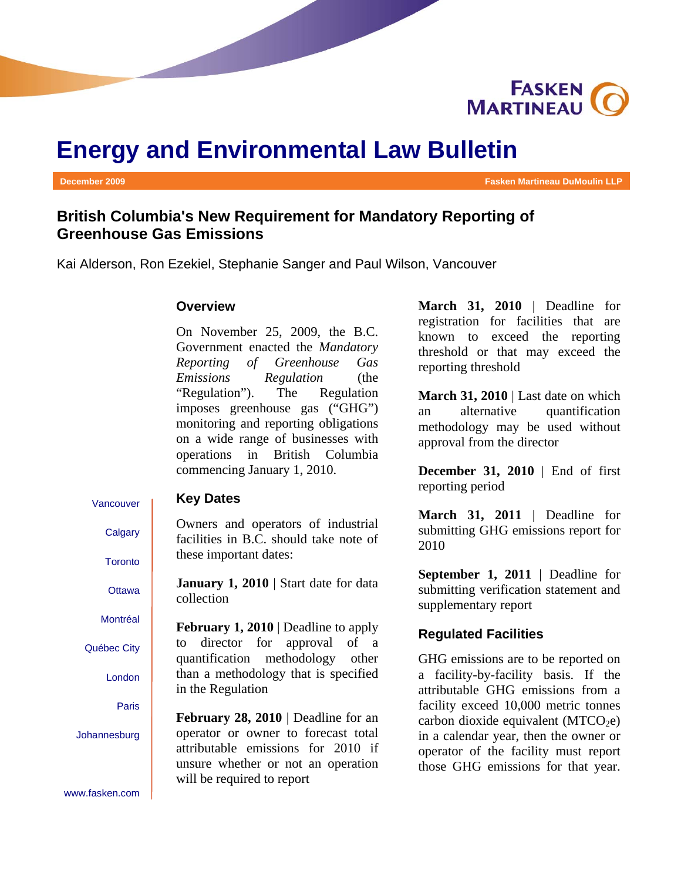# Energy and Environmental Law Bulletin

**December 2009** | **Fasken Martineau DuMoulin LLP**

## British Columbia's New Requirement for Mandatory Reporting of Greenhouse Gas Emissions

Kai Alderson, Ron Ezekiel, Stephanie Sanger and Paul Wilson, Vancouver

### Overview

On November 25, 2009, the B.C. Government enacted the *Mandatory Reporting of Greenhouse Gas Emissions Regulation* (the "Regulation"). The Regulation imposes greenhouse gas ("GHG") monitoring and reporting obligations on a wide range of businesses with operations in British Columbia commencing January 1, 2010.

### Key Dates

Owners and operators of industrial facilities in B.C. should take note of these important dates:

**January 1, 2010** | Start date for data collection

**February 1, 2010** | Deadline to apply to director for approval of a quantification methodology other than a methodology that is specified in the Regulation

**February 28, 2010** | Deadline for an operator or owner to forecast total attributable emissions for 2010 if unsure whether or not an operation will be required to report

**March 31, 2010** | Deadline for registration for facilities that are known to exceed the reporting threshold or that may exceed the reporting threshold

**March 31, 2010** | Last date on which an alternative quantification methodology may be used without approval from the director

**December 31, 2010** | End of first reporting period

**March 31, 2011** | Deadline for submitting GHG emissions report for 2010

**September 1, 2011** | Deadline for submitting verification statement and supplementary report

### Regulated Facilities

GHG emissions are to be reported on a facility-by-facility basis. If the attributable GHG emissions from a facility exceed 10,000 metric tonnes carbon dioxide equivalent ($MTCO_2e$) in a calendar year, then the owner or operator of the facility must report those GHG emissions for that year.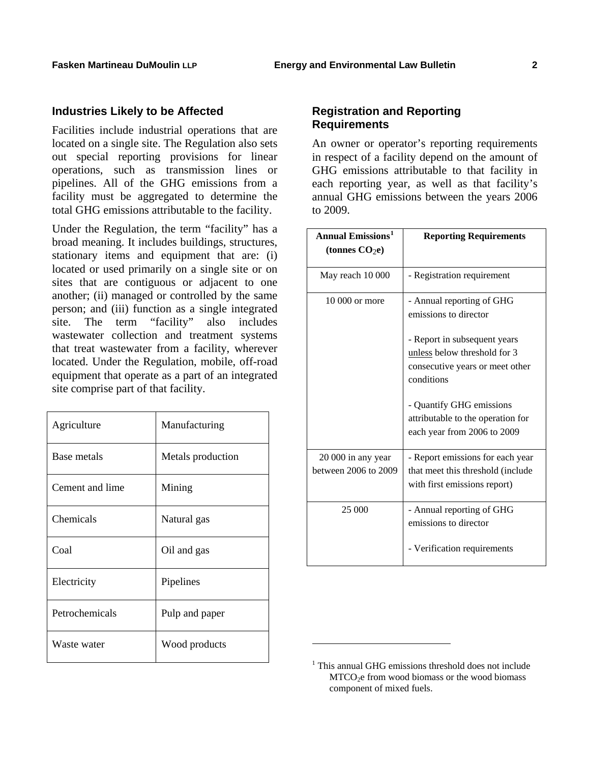## Industries Likely to be Affected

Facilities include industrial operations that are located on a single site. The Regulation also sets out special reporting provisions for linear operations, such as transmission lines or pipelines. All of the GHG emissions from a facility must be aggregated to determine the total GHG emissions attributable to the facility.

Under the Regulation, the term "facility" has a broad meaning. It includes buildings, structures, stationary items and equipment that are: (i) located or used primarily on a single site or on sites that are contiguous or adjacent to one another; (ii) managed or controlled by the same person; and (iii) function as a single integrated site. The term "facility" also includes wastewater collection and treatment systems that treat wastewater from a facility, wherever located. Under the Regulation, mobile, off-road equipment that operate as a part of an integrated site comprise part of that facility.

| | |
|---|---|
| Agriculture | Manufacturing |
| Base metals | Metals production |
| Cement and lime | Mining |
| Chemicals | Natural gas |
| Coal | Oil and gas |
| Electricity | Pipelines |
| Petrochemicals | Pulp and paper |
| Waste water | Wood products |

## Registration and Reporting Requirements

An owner or operator's reporting requirements in respect of a facility depend on the amount of GHG emissions attributable to that facility in each reporting year, as well as that facility's annual GHG emissions between the years 2006 to 2009.

| Annual Emissions[1] (tonnes $CO_2$e) | Reporting Requirements |
|---|---|
| May reach 10 000 | - Registration requirement |
| 10 000 or more | - Annual reporting of GHG emissions to director<br><br>- Report in subsequent years unless below threshold for 3 consecutive years or meet other conditions<br><br>- Quantify GHG emissions attributable to the operation for each year from 2006 to 2009 |
| 20 000 in any year between 2006 to 2009 | - Report emissions for each year that meet this threshold (include with first emissions report) |
| 25 000 | - Annual reporting of GHG emissions to director<br><br>- Verification requirements |

[1] This annual GHG emissions threshold does not include $MTCO_2$e from wood biomass or the wood biomass component of mixed fuels.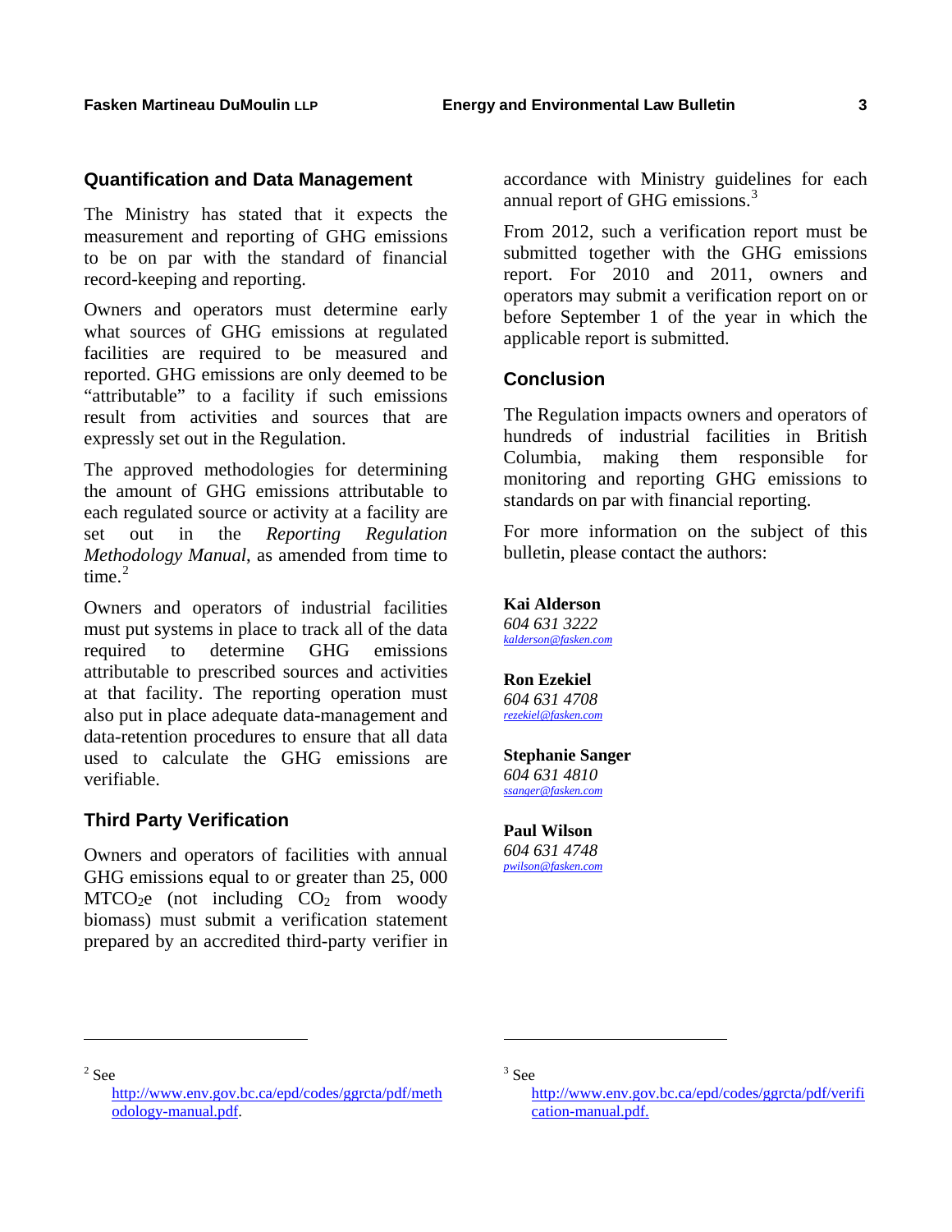## Quantification and Data Management

The Ministry has stated that it expects the measurement and reporting of GHG emissions to be on par with the standard of financial record-keeping and reporting.

Owners and operators must determine early what sources of GHG emissions at regulated facilities are required to be measured and reported. GHG emissions are only deemed to be "attributable" to a facility if such emissions result from activities and sources that are expressly set out in the Regulation.

The approved methodologies for determining the amount of GHG emissions attributable to each regulated source or activity at a facility are set out in the *Reporting Regulation Methodology Manual*, as amended from time to time.[2]

Owners and operators of industrial facilities must put systems in place to track all of the data required to determine GHG emissions attributable to prescribed sources and activities at that facility. The reporting operation must also put in place adequate data-management and data-retention procedures to ensure that all data used to calculate the GHG emissions are verifiable.

## Third Party Verification

Owners and operators of facilities with annual GHG emissions equal to or greater than 25, 000 $MTCO_2e$ (not including $CO_2$ from woody biomass) must submit a verification statement prepared by an accredited third-party verifier in accordance with Ministry guidelines for each annual report of GHG emissions.[3]

From 2012, such a verification report must be submitted together with the GHG emissions report. For 2010 and 2011, owners and operators may submit a verification report on or before September 1 of the year in which the applicable report is submitted.

## Conclusion

The Regulation impacts owners and operators of hundreds of industrial facilities in British Columbia, making them responsible for monitoring and reporting GHG emissions to standards on par with financial reporting.

For more information on the subject of this bulletin, please contact the authors:

**Kai Alderson**
*604 631 3222*
*kalderson@fasken.com*

**Ron Ezekiel**
*604 631 4708*
*rezekiel@fasken.com*

**Stephanie Sanger**
*604 631 4810*
*ssanger@fasken.com*

**Paul Wilson**
*604 631 4748*
*pwilson@fasken.com*

---

[2] See http://www.env.gov.bc.ca/epd/codes/ggrcta/pdf/methodology-manual.pdf.

[3] See http://www.env.gov.bc.ca/epd/codes/ggrcta/pdf/verification-manual.pdf.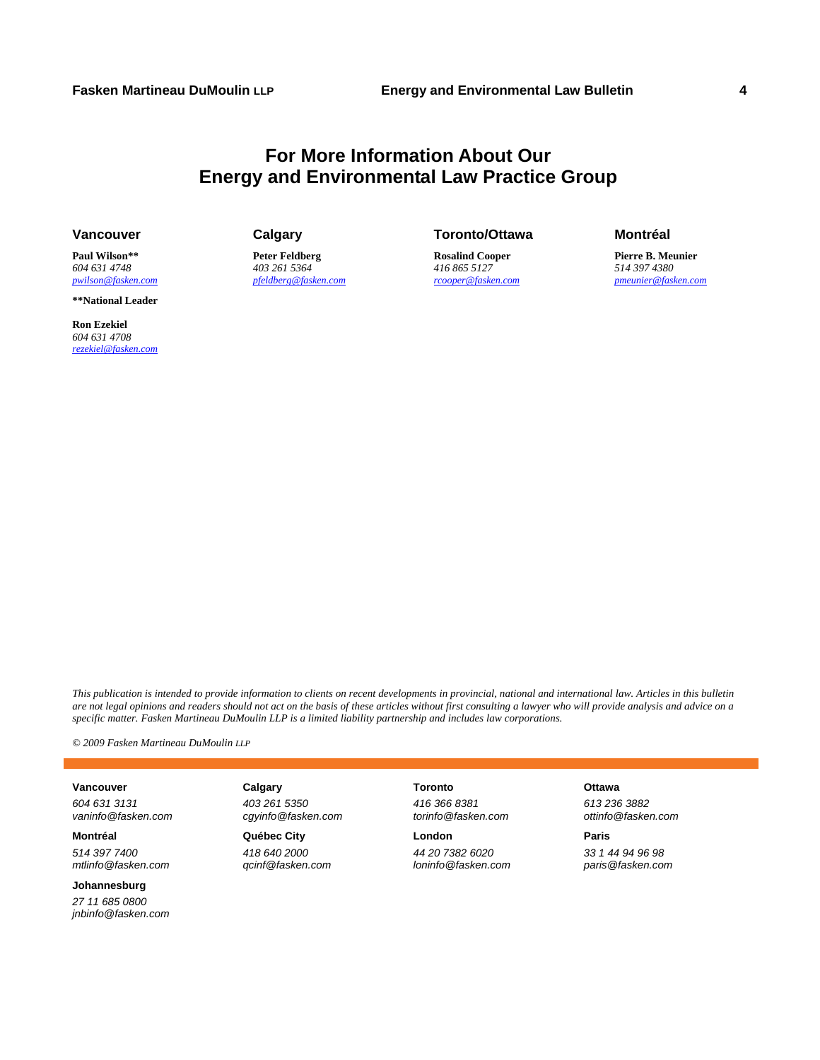# For More Information About Our Energy and Environmental Law Practice Group

### Vancouver

**Paul Wilson****
*604 631 4748*
*pwilson@fasken.com*

****National Leader**

**Ron Ezekiel**
*604 631 4708*
*rezekiel@fasken.com*

### Calgary

**Peter Feldberg**
*403 261 5364*
*pfeldberg@fasken.com*

### Toronto/Ottawa

**Rosalind Cooper**
*416 865 5127*
*rcooper@fasken.com*

### Montréal

**Pierre B. Meunier**
*514 397 4380*
*pmeunier@fasken.com*

*This publication is intended to provide information to clients on recent developments in provincial, national and international law. Articles in this bulletin are not legal opinions and readers should not act on the basis of these articles without first consulting a lawyer who will provide analysis and advice on a specific matter. Fasken Martineau DuMoulin LLP is a limited liability partnership and includes law corporations.*

*© 2009 Fasken Martineau DuMoulin LLP*

**Vancouver**
*604 631 3131*
*vaninfo@fasken.com*

**Calgary**
*403 261 5350*
*cgyinfo@fasken.com*

**Toronto**
*416 366 8381*
*torinfo@fasken.com*

**Ottawa**
*613 236 3882*
*ottinfo@fasken.com*

**Montréal**
*514 397 7400*
*mtlinfo@fasken.com*

**Québec City**
*418 640 2000*
*qcinf@fasken.com*

**London**
*44 20 7382 6020*
*loninfo@fasken.com*

**Paris**
*33 1 44 94 96 98*
*paris@fasken.com*

**Johannesburg**
*27 11 685 0800*
*jnbinfo@fasken.com*